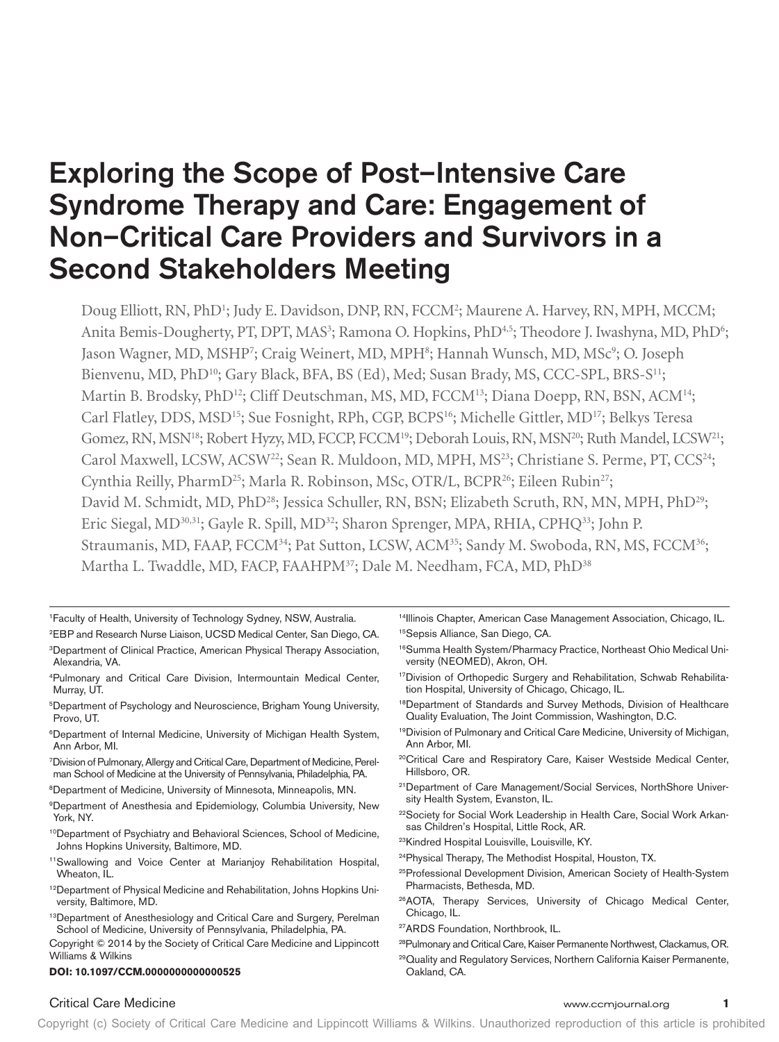# Exploring the Scope of Post–Intensive Care Syndrome Therapy and Care: Engagement of Non–Critical Care Providers and Survivors in a Second Stakeholders Meeting

Doug Elliott, RN, PhD[1]; Judy E. Davidson, DNP, RN, FCCM[2]; Maurene A. Harvey, RN, MPH, MCCM; Anita Bemis-Dougherty, PT, DPT, MAS[3]; Ramona O. Hopkins, PhD[4,5]; Theodore J. Iwashyna, MD, PhD[6]; Jason Wagner, MD, MSHP[7]; Craig Weinert, MD, MPH[8]; Hannah Wunsch, MD, MSc[9]; O. Joseph Bienvenu, MD, PhD[10]; Gary Black, BFA, BS (Ed), Med; Susan Brady, MS, CCC-SPL, BRS-S[11]; Martin B. Brodsky, PhD[12]; Cliff Deutschman, MS, MD, FCCM[13]; Diana Doepp, RN, BSN, ACM[14]; Carl Flatley, DDS, MSD[15]; Sue Fosnight, RPh, CGP, BCPS[16]; Michelle Gittler, MD[17]; Belkys Teresa Gomez, RN, MSN[18]; Robert Hyzy, MD, FCCP, FCCM[19]; Deborah Louis, RN, MSN[20]; Ruth Mandel, LCSW[21]; Carol Maxwell, LCSW, ACSW[22]; Sean R. Muldoon, MD, MPH, MS[23]; Christiane S. Perme, PT, CCS[24]; Cynthia Reilly, PharmD[25]; Marla R. Robinson, MSc, OTR/L, BCPR[26]; Eileen Rubin[27]; David M. Schmidt, MD, PhD[28]; Jessica Schuller, RN, BSN; Elizabeth Scruth, RN, MN, MPH, PhD[29]; Eric Siegal, MD[30,31]; Gayle R. Spill, MD[32]; Sharon Sprenger, MPA, RHIA, CPHQ[33]; John P. Straumanis, MD, FAAP, FCCM[34]; Pat Sutton, LCSW, ACM[35]; Sandy M. Swoboda, RN, MS, FCCM[36]; Martha L. Twaddle, MD, FACP, FAAHPM[37]; Dale M. Needham, FCA, MD, PhD[38]

[1]Faculty of Health, University of Technology Sydney, NSW, Australia.

[2]EBP and Research Nurse Liaison, UCSD Medical Center, San Diego, CA.

[3]Department of Clinical Practice, American Physical Therapy Association, Alexandria, VA.

[4]Pulmonary and Critical Care Division, Intermountain Medical Center, Murray, UT.

[5]Department of Psychology and Neuroscience, Brigham Young University, Provo, UT.

[6]Department of Internal Medicine, University of Michigan Health System, Ann Arbor, MI.

[7]Division of Pulmonary, Allergy and Critical Care, Department of Medicine, Perelman School of Medicine at the University of Pennsylvania, Philadelphia, PA.

[8]Department of Medicine, University of Minnesota, Minneapolis, MN.

[9]Department of Anesthesia and Epidemiology, Columbia University, New York, NY.

[10]Department of Psychiatry and Behavioral Sciences, School of Medicine, Johns Hopkins University, Baltimore, MD.

[11]Swallowing and Voice Center at Marianjoy Rehabilitation Hospital, Wheaton, IL.

[12]Department of Physical Medicine and Rehabilitation, Johns Hopkins University, Baltimore, MD.

[13]Department of Anesthesiology and Critical Care and Surgery, Perelman School of Medicine, University of Pennsylvania, Philadelphia, PA.

Copyright © 2014 by the Society of Critical Care Medicine and Lippincott Williams & Wilkins

**DOI: 10.1097/CCM.0000000000000525**

[14]Illinois Chapter, American Case Management Association, Chicago, IL.

[15]Sepsis Alliance, San Diego, CA.

[16]Summa Health System/Pharmacy Practice, Northeast Ohio Medical University (NEOMED), Akron, OH.

[17]Division of Orthopedic Surgery and Rehabilitation, Schwab Rehabilitation Hospital, University of Chicago, Chicago, IL.

[18]Department of Standards and Survey Methods, Division of Healthcare Quality Evaluation, The Joint Commission, Washington, D.C.

[19]Division of Pulmonary and Critical Care Medicine, University of Michigan, Ann Arbor, MI.

[20]Critical Care and Respiratory Care, Kaiser Westside Medical Center, Hillsboro, OR.

[21]Department of Care Management/Social Services, NorthShore University Health System, Evanston, IL.

[22]Society for Social Work Leadership in Health Care, Social Work Arkansas Children's Hospital, Little Rock, AR.

[23]Kindred Hospital Louisville, Louisville, KY.

[24]Physical Therapy, The Methodist Hospital, Houston, TX.

[25]Professional Development Division, American Society of Health-System Pharmacists, Bethesda, MD.

[26]AOTA, Therapy Services, University of Chicago Medical Center, Chicago, IL.

[27]ARDS Foundation, Northbrook, IL.

[28]Pulmonary and Critical Care, Kaiser Permanente Northwest, Clackamus, OR.

[29]Quality and Regulatory Services, Northern California Kaiser Permanente, Oakland, CA.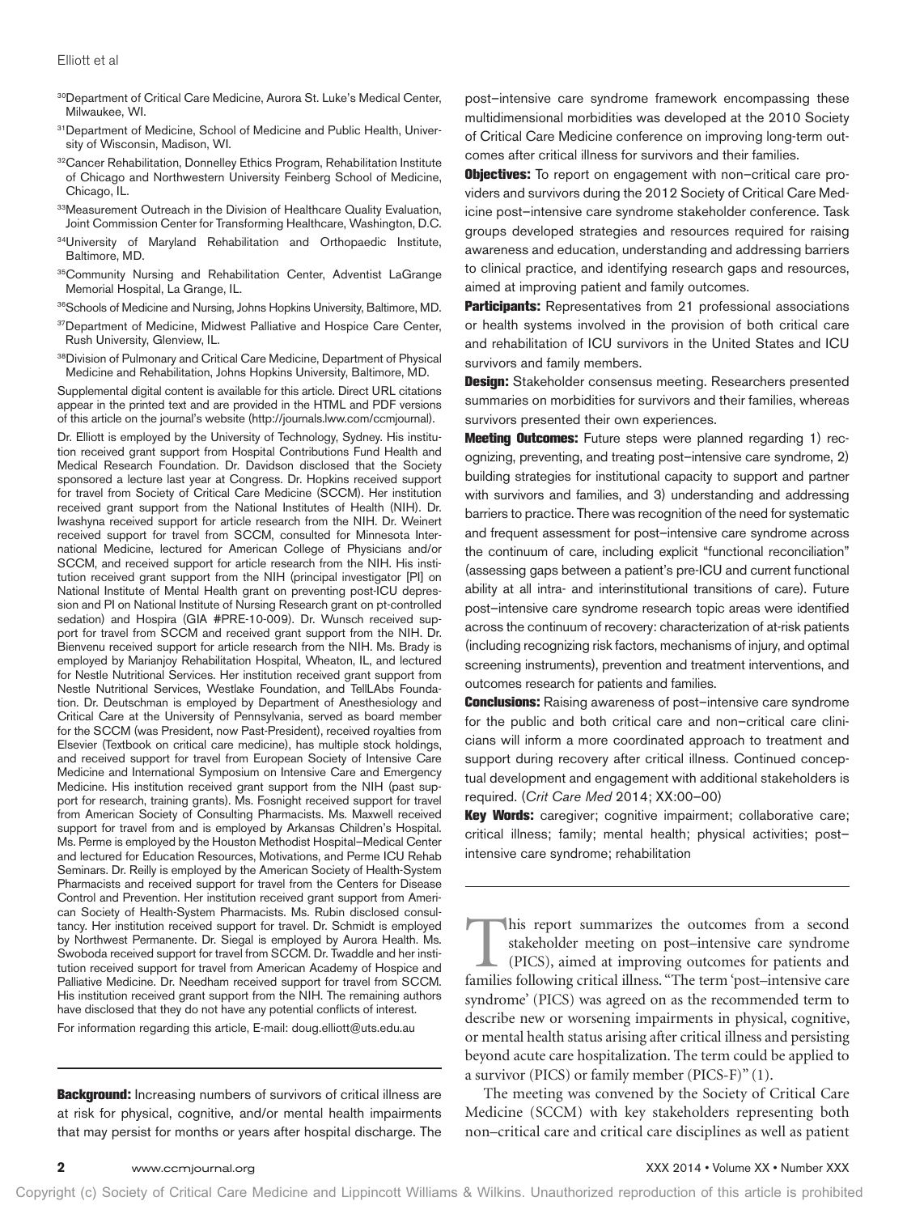[30]Department of Critical Care Medicine, Aurora St. Luke's Medical Center, Milwaukee, WI.

[31]Department of Medicine, School of Medicine and Public Health, University of Wisconsin, Madison, WI.

[32]Cancer Rehabilitation, Donnelley Ethics Program, Rehabilitation Institute of Chicago and Northwestern University Feinberg School of Medicine, Chicago, IL.

[33]Measurement Outreach in the Division of Healthcare Quality Evaluation, Joint Commission Center for Transforming Healthcare, Washington, D.C.

[34]University of Maryland Rehabilitation and Orthopaedic Institute, Baltimore, MD.

[35]Community Nursing and Rehabilitation Center, Adventist LaGrange Memorial Hospital, La Grange, IL.

[36]Schools of Medicine and Nursing, Johns Hopkins University, Baltimore, MD.

[37]Department of Medicine, Midwest Palliative and Hospice Care Center, Rush University, Glenview, IL.

[38]Division of Pulmonary and Critical Care Medicine, Department of Physical Medicine and Rehabilitation, Johns Hopkins University, Baltimore, MD.

Supplemental digital content is available for this article. Direct URL citations appear in the printed text and are provided in the HTML and PDF versions of this article on the journal's website (http://journals.lww.com/ccmjournal).

Dr. Elliott is employed by the University of Technology, Sydney. His institution received grant support from Hospital Contributions Fund Health and Medical Research Foundation. Dr. Davidson disclosed that the Society sponsored a lecture last year at Congress. Dr. Hopkins received support for travel from Society of Critical Care Medicine (SCCM). Her institution received grant support from the National Institutes of Health (NIH). Dr. Iwashyna received support for article research from the NIH. Dr. Weinert received support for travel from SCCM, consulted for Minnesota International Medicine, lectured for American College of Physicians and/or SCCM, and received support for article research from the NIH. His institution received grant support from the NIH (principal investigator [PI] on National Institute of Mental Health grant on preventing post-ICU depression and PI on National Institute of Nursing Research grant on pt-controlled sedation) and Hospira (GIA #PRE-10-009). Dr. Wunsch received support for travel from SCCM and received grant support from the NIH. Dr. Bienvenu received support for article research from the NIH. Ms. Brady is employed by Marianjoy Rehabilitation Hospital, Wheaton, IL, and lectured for Nestle Nutritional Services. Her institution received grant support from Nestle Nutritional Services, Westlake Foundation, and TellLAbs Foundation. Dr. Deutschman is employed by Department of Anesthesiology and Critical Care at the University of Pennsylvania, served as board member for the SCCM (was President, now Past-President), received royalties from Elsevier (Textbook on critical care medicine), has multiple stock holdings, and received support for travel from European Society of Intensive Care Medicine and International Symposium on Intensive Care and Emergency Medicine. His institution received grant support from the NIH (past support for research, training grants). Ms. Fosnight received support for travel from American Society of Consulting Pharmacists. Ms. Maxwell received support for travel from and is employed by Arkansas Children's Hospital. Ms. Perme is employed by the Houston Methodist Hospital–Medical Center and lectured for Education Resources, Motivations, and Perme ICU Rehab Seminars. Dr. Reilly is employed by the American Society of Health-System Pharmacists and received support for travel from the Centers for Disease Control and Prevention. Her institution received grant support from American Society of Health-System Pharmacists. Ms. Rubin disclosed consultancy. Her institution received support for travel. Dr. Schmidt is employed by Northwest Permanente. Dr. Siegal is employed by Aurora Health. Ms. Swoboda received support for travel from SCCM. Dr. Twaddle and her institution received support for travel from American Academy of Hospice and Palliative Medicine. Dr. Needham received support for travel from SCCM. His institution received grant support from the NIH. The remaining authors have disclosed that they do not have any potential conflicts of interest.

For information regarding this article, E-mail: doug.elliott@uts.edu.au

**Background:** Increasing numbers of survivors of critical illness are at risk for physical, cognitive, and/or mental health impairments that may persist for months or years after hospital discharge. The post–intensive care syndrome framework encompassing these multidimensional morbidities was developed at the 2010 Society of Critical Care Medicine conference on improving long-term outcomes after critical illness for survivors and their families.

**Objectives:** To report on engagement with non–critical care providers and survivors during the 2012 Society of Critical Care Medicine post–intensive care syndrome stakeholder conference. Task groups developed strategies and resources required for raising awareness and education, understanding and addressing barriers to clinical practice, and identifying research gaps and resources, aimed at improving patient and family outcomes.

**Participants:** Representatives from 21 professional associations or health systems involved in the provision of both critical care and rehabilitation of ICU survivors in the United States and ICU survivors and family members.

**Design:** Stakeholder consensus meeting. Researchers presented summaries on morbidities for survivors and their families, whereas survivors presented their own experiences.

**Meeting Outcomes:** Future steps were planned regarding 1) recognizing, preventing, and treating post–intensive care syndrome, 2) building strategies for institutional capacity to support and partner with survivors and families, and 3) understanding and addressing barriers to practice. There was recognition of the need for systematic and frequent assessment for post–intensive care syndrome across the continuum of care, including explicit "functional reconciliation" (assessing gaps between a patient's pre-ICU and current functional ability at all intra- and interinstitutional transitions of care). Future post–intensive care syndrome research topic areas were identified across the continuum of recovery: characterization of at-risk patients (including recognizing risk factors, mechanisms of injury, and optimal screening instruments), prevention and treatment interventions, and outcomes research for patients and families.

**Conclusions:** Raising awareness of post–intensive care syndrome for the public and both critical care and non–critical care clinicians will inform a more coordinated approach to treatment and support during recovery after critical illness. Continued conceptual development and engagement with additional stakeholders is required. (*Crit Care Med* 2014; XX:00–00)

**Key Words:** caregiver; cognitive impairment; collaborative care; critical illness; family; mental health; physical activities; post–intensive care syndrome; rehabilitation

This report summarizes the outcomes from a second stakeholder meeting on post–intensive care syndrome (PICS), aimed at improving outcomes for patients and families following critical illness. "The term 'post–intensive care syndrome' (PICS) was agreed on as the recommended term to describe new or worsening impairments in physical, cognitive, or mental health status arising after critical illness and persisting beyond acute care hospitalization. The term could be applied to a survivor (PICS) or family member (PICS-F)" (1).

The meeting was convened by the Society of Critical Care Medicine (SCCM) with key stakeholders representing both non–critical care and critical care disciplines as well as patient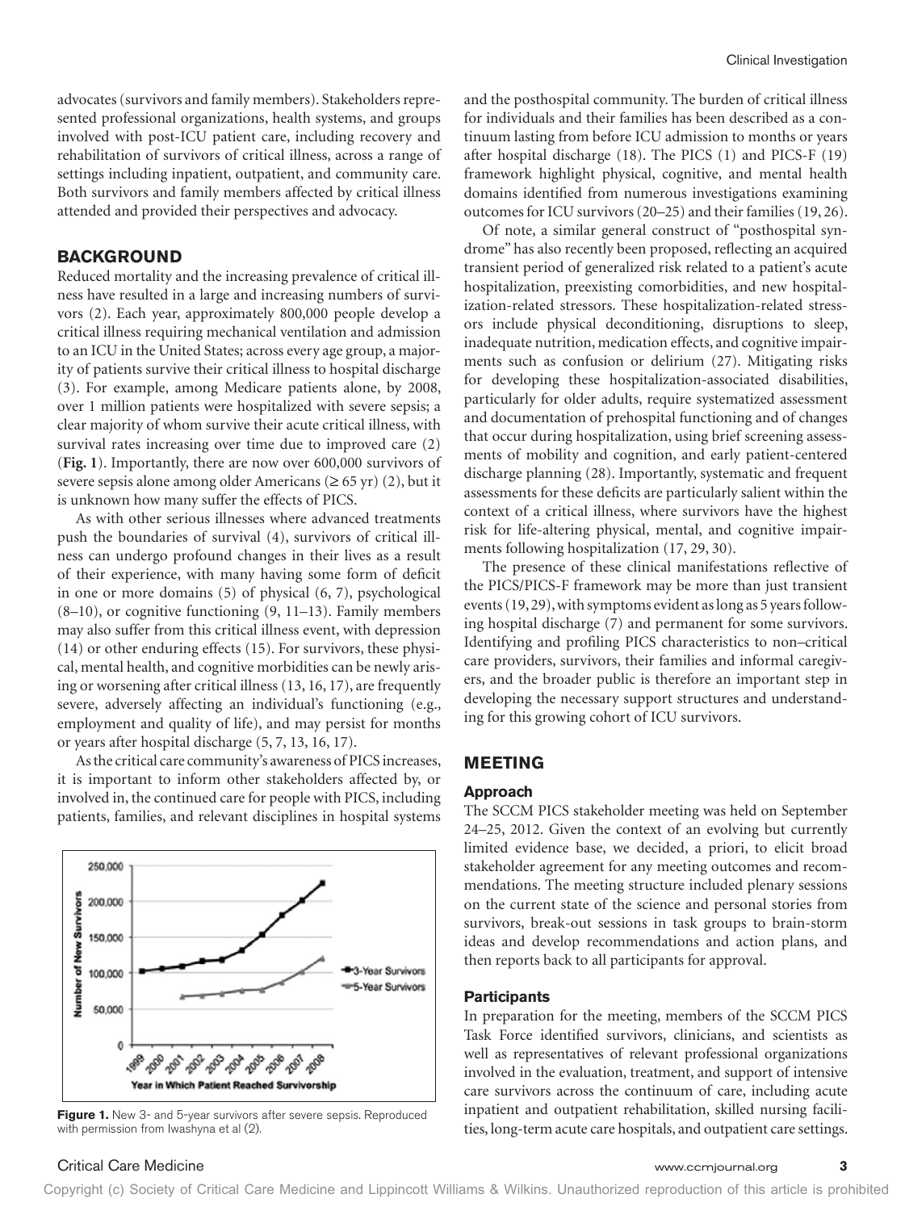advocates (survivors and family members). Stakeholders represented professional organizations, health systems, and groups involved with post-ICU patient care, including recovery and rehabilitation of survivors of critical illness, across a range of settings including inpatient, outpatient, and community care. Both survivors and family members affected by critical illness attended and provided their perspectives and advocacy.

## BACKGROUND

Reduced mortality and the increasing prevalence of critical illness have resulted in a large and increasing numbers of survivors (2). Each year, approximately 800,000 people develop a critical illness requiring mechanical ventilation and admission to an ICU in the United States; across every age group, a majority of patients survive their critical illness to hospital discharge (3). For example, among Medicare patients alone, by 2008, over 1 million patients were hospitalized with severe sepsis; a clear majority of whom survive their acute critical illness, with survival rates increasing over time due to improved care (2) (**Fig. 1**). Importantly, there are now over 600,000 survivors of severe sepsis alone among older Americans (≥ 65 yr) (2), but it is unknown how many suffer the effects of PICS.

As with other serious illnesses where advanced treatments push the boundaries of survival (4), survivors of critical illness can undergo profound changes in their lives as a result of their experience, with many having some form of deficit in one or more domains (5) of physical (6, 7), psychological (8–10), or cognitive functioning (9, 11–13). Family members may also suffer from this critical illness event, with depression (14) or other enduring effects (15). For survivors, these physical, mental health, and cognitive morbidities can be newly arising or worsening after critical illness (13, 16, 17), are frequently severe, adversely affecting an individual's functioning (e.g., employment and quality of life), and may persist for months or years after hospital discharge (5, 7, 13, 16, 17).

As the critical care community's awareness of PICS increases, it is important to inform other stakeholders affected by, or involved in, the continued care for people with PICS, including patients, families, and relevant disciplines in hospital systems and the posthospital community. The burden of critical illness for individuals and their families has been described as a continuum lasting from before ICU admission to months or years after hospital discharge (18). The PICS (1) and PICS-F (19) framework highlight physical, cognitive, and mental health domains identified from numerous investigations examining outcomes for ICU survivors (20–25) and their families (19, 26).

**Figure 1.** New 3- and 5-year survivors after severe sepsis. Reproduced with permission from Iwashyna et al (2).

Of note, a similar general construct of "posthospital syndrome" has also recently been proposed, reflecting an acquired transient period of generalized risk related to a patient's acute hospitalization, preexisting comorbidities, and new hospitalization-related stressors. These hospitalization-related stressors include physical deconditioning, disruptions to sleep, inadequate nutrition, medication effects, and cognitive impairments such as confusion or delirium (27). Mitigating risks for developing these hospitalization-associated disabilities, particularly for older adults, require systematized assessment and documentation of prehospital functioning and of changes that occur during hospitalization, using brief screening assessments of mobility and cognition, and early patient-centered discharge planning (28). Importantly, systematic and frequent assessments for these deficits are particularly salient within the context of a critical illness, where survivors have the highest risk for life-altering physical, mental, and cognitive impairments following hospitalization (17, 29, 30).

The presence of these clinical manifestations reflective of the PICS/PICS-F framework may be more than just transient events (19, 29), with symptoms evident as long as 5 years following hospital discharge (7) and permanent for some survivors. Identifying and profiling PICS characteristics to non–critical care providers, survivors, their families and informal caregivers, and the broader public is therefore an important step in developing the necessary support structures and understanding for this growing cohort of ICU survivors.

## MEETING

### Approach

The SCCM PICS stakeholder meeting was held on September 24–25, 2012. Given the context of an evolving but currently limited evidence base, we decided, a priori, to elicit broad stakeholder agreement for any meeting outcomes and recommendations. The meeting structure included plenary sessions on the current state of the science and personal stories from survivors, break-out sessions in task groups to brain-storm ideas and develop recommendations and action plans, and then reports back to all participants for approval.

### Participants

In preparation for the meeting, members of the SCCM PICS Task Force identified survivors, clinicians, and scientists as well as representatives of relevant professional organizations involved in the evaluation, treatment, and support of intensive care survivors across the continuum of care, including acute inpatient and outpatient rehabilitation, skilled nursing facilities, long-term acute care hospitals, and outpatient care settings.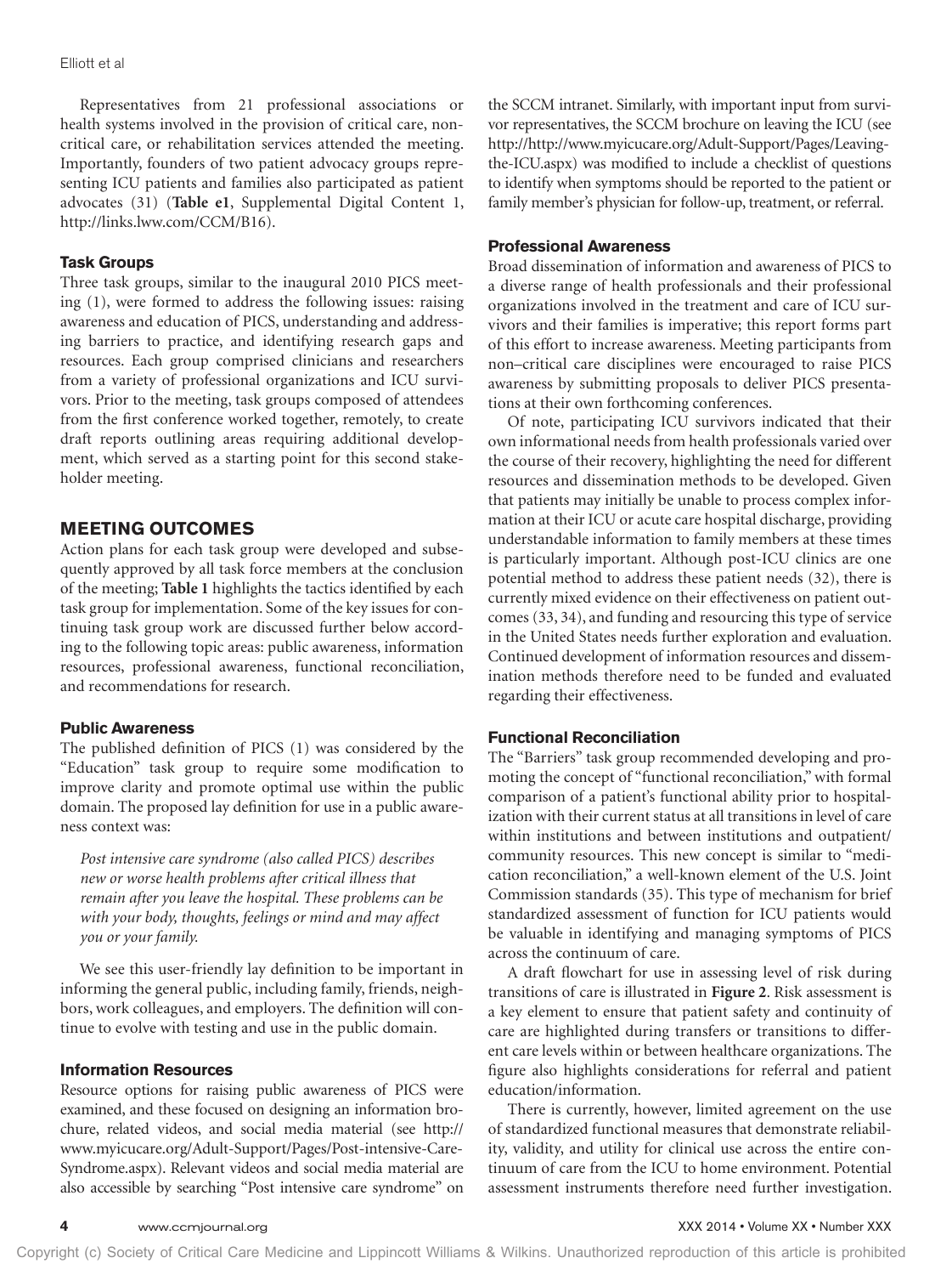Representatives from 21 professional associations or health systems involved in the provision of critical care, non-critical care, or rehabilitation services attended the meeting. Importantly, founders of two patient advocacy groups representing ICU patients and families also participated as patient advocates (31) (**Table e1**, Supplemental Digital Content 1, http://links.lww.com/CCM/B16).

### Task Groups

Three task groups, similar to the inaugural 2010 PICS meeting (1), were formed to address the following issues: raising awareness and education of PICS, understanding and addressing barriers to practice, and identifying research gaps and resources. Each group comprised clinicians and researchers from a variety of professional organizations and ICU survivors. Prior to the meeting, task groups composed of attendees from the first conference worked together, remotely, to create draft reports outlining areas requiring additional development, which served as a starting point for this second stakeholder meeting.

## MEETING OUTCOMES

Action plans for each task group were developed and subsequently approved by all task force members at the conclusion of the meeting; **Table 1** highlights the tactics identified by each task group for implementation. Some of the key issues for continuing task group work are discussed further below according to the following topic areas: public awareness, information resources, professional awareness, functional reconciliation, and recommendations for research.

### Public Awareness

The published definition of PICS (1) was considered by the "Education" task group to require some modification to improve clarity and promote optimal use within the public domain. The proposed lay definition for use in a public awareness context was:

> *Post intensive care syndrome (also called PICS) describes new or worse health problems after critical illness that remain after you leave the hospital. These problems can be with your body, thoughts, feelings or mind and may affect you or your family.*

We see this user-friendly lay definition to be important in informing the general public, including family, friends, neighbors, work colleagues, and employers. The definition will continue to evolve with testing and use in the public domain.

### Information Resources

Resource options for raising public awareness of PICS were examined, and these focused on designing an information brochure, related videos, and social media material (see http://www.myicucare.org/Adult-Support/Pages/Post-intensive-Care-Syndrome.aspx). Relevant videos and social media material are also accessible by searching "Post intensive care syndrome" on the SCCM intranet. Similarly, with important input from survivor representatives, the SCCM brochure on leaving the ICU (see http://http://www.myicucare.org/Adult-Support/Pages/Leaving-the-ICU.aspx) was modified to include a checklist of questions to identify when symptoms should be reported to the patient or family member's physician for follow-up, treatment, or referral.

### Professional Awareness

Broad dissemination of information and awareness of PICS to a diverse range of health professionals and their professional organizations involved in the treatment and care of ICU survivors and their families is imperative; this report forms part of this effort to increase awareness. Meeting participants from non–critical care disciplines were encouraged to raise PICS awareness by submitting proposals to deliver PICS presentations at their own forthcoming conferences.

Of note, participating ICU survivors indicated that their own informational needs from health professionals varied over the course of their recovery, highlighting the need for different resources and dissemination methods to be developed. Given that patients may initially be unable to process complex information at their ICU or acute care hospital discharge, providing understandable information to family members at these times is particularly important. Although post-ICU clinics are one potential method to address these patient needs (32), there is currently mixed evidence on their effectiveness on patient outcomes (33, 34), and funding and resourcing this type of service in the United States needs further exploration and evaluation. Continued development of information resources and dissemination methods therefore need to be funded and evaluated regarding their effectiveness.

### Functional Reconciliation

The "Barriers" task group recommended developing and promoting the concept of "functional reconciliation," with formal comparison of a patient's functional ability prior to hospitalization with their current status at all transitions in level of care within institutions and between institutions and outpatient/community resources. This new concept is similar to "medication reconciliation," a well-known element of the U.S. Joint Commission standards (35). This type of mechanism for brief standardized assessment of function for ICU patients would be valuable in identifying and managing symptoms of PICS across the continuum of care.

A draft flowchart for use in assessing level of risk during transitions of care is illustrated in **Figure 2**. Risk assessment is a key element to ensure that patient safety and continuity of care are highlighted during transfers or transitions to different care levels within or between healthcare organizations. The figure also highlights considerations for referral and patient education/information.

There is currently, however, limited agreement on the use of standardized functional measures that demonstrate reliability, validity, and utility for clinical use across the entire continuum of care from the ICU to home environment. Potential assessment instruments therefore need further investigation.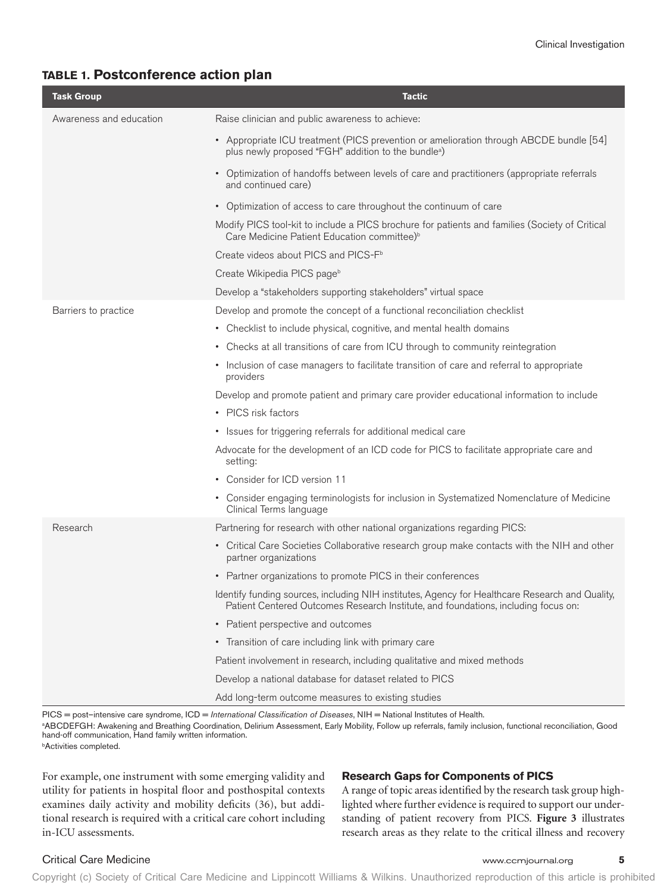**TABLE 1. Postconference action plan**

| Task Group | Tactic |
|---|---|
| Awareness and education | Raise clinician and public awareness to achieve: |
| | • Appropriate ICU treatment (PICS prevention or amelioration through ABCDE bundle [54] plus newly proposed "FGH" addition to the bundle[a]) |
| | • Optimization of handoffs between levels of care and practitioners (appropriate referrals and continued care) |
| | • Optimization of access to care throughout the continuum of care |
| | Modify PICS tool-kit to include a PICS brochure for patients and families (Society of Critical Care Medicine Patient Education committee)[b] |
| | Create videos about PICS and PICS-F[b] |
| | Create Wikipedia PICS page[b] |
| | Develop a "stakeholders supporting stakeholders" virtual space |
| Barriers to practice | Develop and promote the concept of a functional reconciliation checklist |
| | • Checklist to include physical, cognitive, and mental health domains |
| | • Checks at all transitions of care from ICU through to community reintegration |
| | • Inclusion of case managers to facilitate transition of care and referral to appropriate providers |
| | Develop and promote patient and primary care provider educational information to include |
| | • PICS risk factors |
| | • Issues for triggering referrals for additional medical care |
| | Advocate for the development of an ICD code for PICS to facilitate appropriate care and setting: |
| | • Consider for ICD version 11 |
| | • Consider engaging terminologists for inclusion in Systematized Nomenclature of Medicine Clinical Terms language |
| Research | Partnering for research with other national organizations regarding PICS: |
| | • Critical Care Societies Collaborative research group make contacts with the NIH and other partner organizations |
| | • Partner organizations to promote PICS in their conferences |
| | Identify funding sources, including NIH institutes, Agency for Healthcare Research and Quality, Patient Centered Outcomes Research Institute, and foundations, including focus on: |
| | • Patient perspective and outcomes |
| | • Transition of care including link with primary care |
| | Patient involvement in research, including qualitative and mixed methods |
| | Develop a national database for dataset related to PICS |
| | Add long-term outcome measures to existing studies |

PICS = post–intensive care syndrome, ICD = *International Classification of Diseases*, NIH = National Institutes of Health.

[a]ABCDEFGH: Awakening and Breathing Coordination, Delirium Assessment, Early Mobility, Follow up referrals, family inclusion, functional reconciliation, Good hand-off communication, Hand family written information.

[b]Activities completed.

For example, one instrument with some emerging validity and utility for patients in hospital floor and posthospital contexts examines daily activity and mobility deficits (36), but additional research is required with a critical care cohort including in-ICU assessments.

### Research Gaps for Components of PICS

A range of topic areas identified by the research task group highlighted where further evidence is required to support our understanding of patient recovery from PICS. **Figure 3** illustrates research areas as they relate to the critical illness and recovery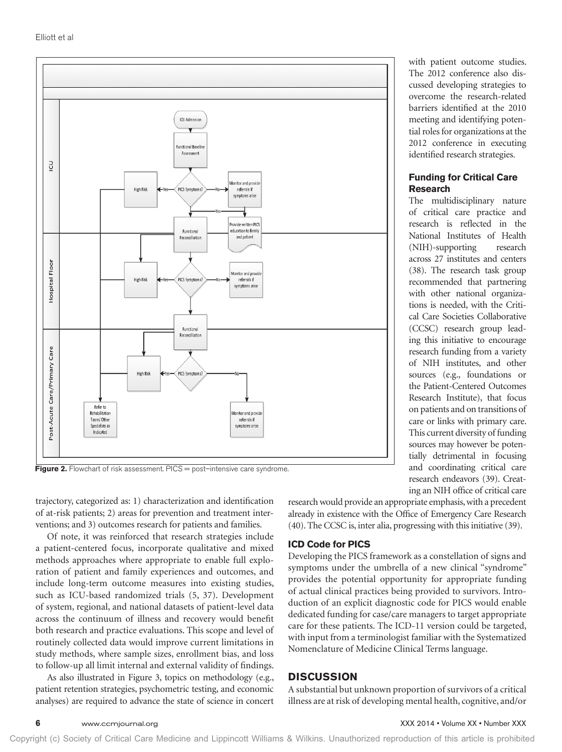**Figure 2.** Flowchart of risk assessment. PICS = post–intensive care syndrome.

with patient outcome studies. The 2012 conference also discussed developing strategies to overcome the research-related barriers identified at the 2010 meeting and identifying potential roles for organizations at the 2012 conference in executing identified research strategies.

### Funding for Critical Care Research

The multidisciplinary nature of critical care practice and research is reflected in the National Institutes of Health (NIH)-supporting research across 27 institutes and centers (38). The research task group recommended that partnering with other national organizations is needed, with the Critical Care Societies Collaborative (CCSC) research group leading this initiative to encourage research funding from a variety of NIH institutes, and other sources (e.g., foundations or the Patient-Centered Outcomes Research Institute), that focus on patients and on transitions of care or links with primary care. This current diversity of funding sources may however be potentially detrimental in focusing and coordinating critical care research endeavors (39). Creating an NIH office of critical care research would provide an appropriate emphasis, with a precedent already in existence with the Office of Emergency Care Research (40). The CCSC is, inter alia, progressing with this initiative (39).

trajectory, categorized as: 1) characterization and identification of at-risk patients; 2) areas for prevention and treatment interventions; and 3) outcomes research for patients and families.

Of note, it was reinforced that research strategies include a patient-centered focus, incorporate qualitative and mixed methods approaches where appropriate to enable full exploration of patient and family experiences and outcomes, and include long-term outcome measures into existing studies, such as ICU-based randomized trials (5, 37). Development of system, regional, and national datasets of patient-level data across the continuum of illness and recovery would benefit both research and practice evaluations. This scope and level of routinely collected data would improve current limitations in study methods, where sample sizes, enrollment bias, and loss to follow-up all limit internal and external validity of findings.

As also illustrated in Figure 3, topics on methodology (e.g., patient retention strategies, psychometric testing, and economic analyses) are required to advance the state of science in concert

### ICD Code for PICS

Developing the PICS framework as a constellation of signs and symptoms under the umbrella of a new clinical "syndrome" provides the potential opportunity for appropriate funding of actual clinical practices being provided to survivors. Introduction of an explicit diagnostic code for PICS would enable dedicated funding for case/care managers to target appropriate care for these patients. The ICD-11 version could be targeted, with input from a terminologist familiar with the Systematized Nomenclature of Medicine Clinical Terms language.

## DISCUSSION

A substantial but unknown proportion of survivors of a critical illness are at risk of developing mental health, cognitive, and/or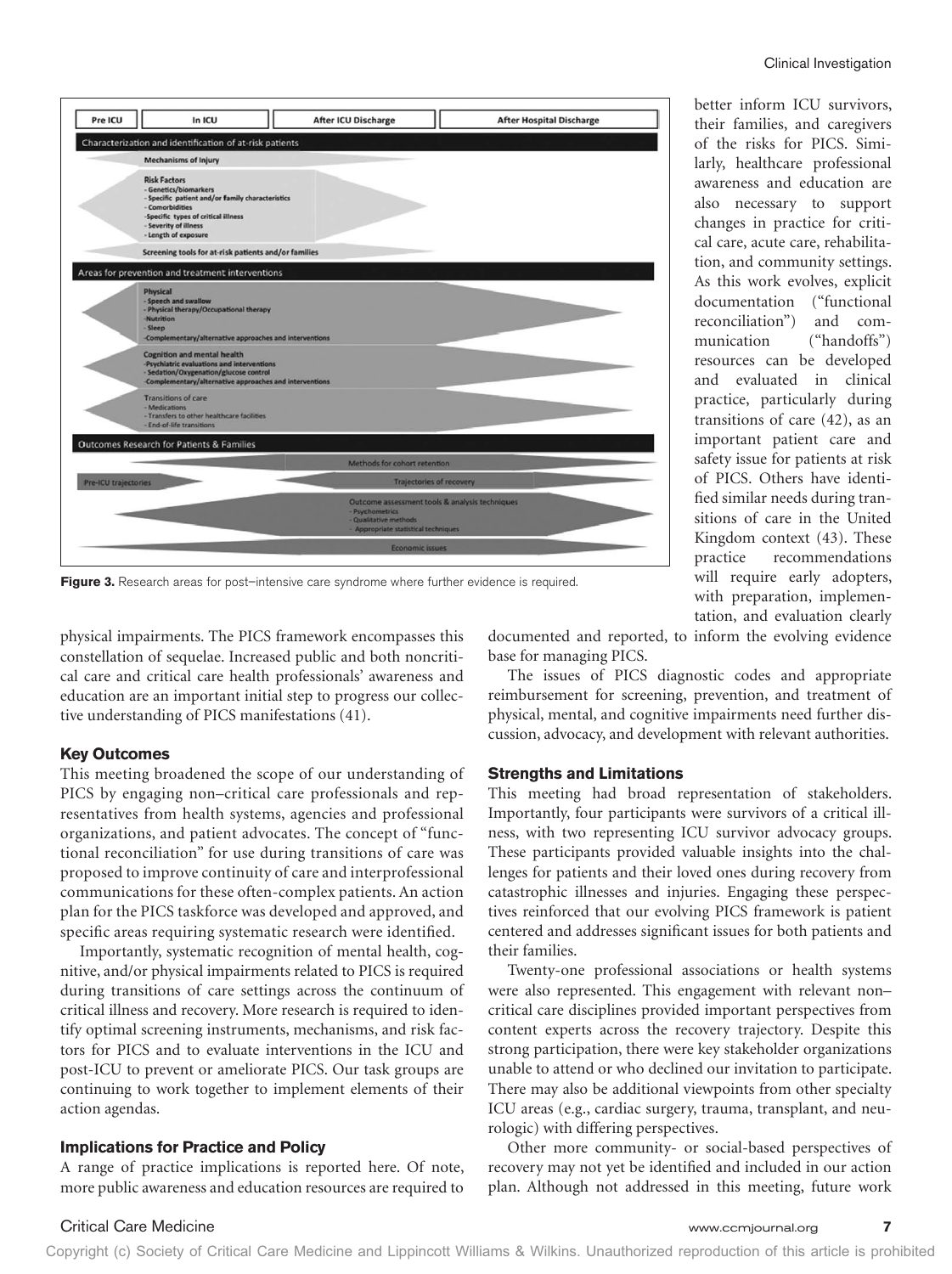Figure 3. Research areas for post–intensive care syndrome where further evidence is required.

better inform ICU survivors, their families, and caregivers of the risks for PICS. Similarly, healthcare professional awareness and education are also necessary to support changes in practice for critical care, acute care, rehabilitation, and community settings. As this work evolves, explicit documentation ("functional reconciliation") and communication ("handoffs") resources can be developed and evaluated in clinical practice, particularly during transitions of care (42), as an important patient care and safety issue for patients at risk of PICS. Others have identified similar needs during transitions of care in the United Kingdom context (43). These practice recommendations will require early adopters, with preparation, implementation, and evaluation clearly documented and reported, to inform the evolving evidence base for managing PICS.

physical impairments. The PICS framework encompasses this constellation of sequelae. Increased public and both noncritical care and critical care health professionals' awareness and education are an important initial step to progress our collective understanding of PICS manifestations (41).

### Key Outcomes

This meeting broadened the scope of our understanding of PICS by engaging non–critical care professionals and representatives from health systems, agencies and professional organizations, and patient advocates. The concept of "functional reconciliation" for use during transitions of care was proposed to improve continuity of care and interprofessional communications for these often-complex patients. An action plan for the PICS taskforce was developed and approved, and specific areas requiring systematic research were identified.

Importantly, systematic recognition of mental health, cognitive, and/or physical impairments related to PICS is required during transitions of care settings across the continuum of critical illness and recovery. More research is required to identify optimal screening instruments, mechanisms, and risk factors for PICS and to evaluate interventions in the ICU and post-ICU to prevent or ameliorate PICS. Our task groups are continuing to work together to implement elements of their action agendas.

### Implications for Practice and Policy

A range of practice implications is reported here. Of note, more public awareness and education resources are required to

The issues of PICS diagnostic codes and appropriate reimbursement for screening, prevention, and treatment of physical, mental, and cognitive impairments need further discussion, advocacy, and development with relevant authorities.

### Strengths and Limitations

This meeting had broad representation of stakeholders. Importantly, four participants were survivors of a critical illness, with two representing ICU survivor advocacy groups. These participants provided valuable insights into the challenges for patients and their loved ones during recovery from catastrophic illnesses and injuries. Engaging these perspectives reinforced that our evolving PICS framework is patient centered and addresses significant issues for both patients and their families.

Twenty-one professional associations or health systems were also represented. This engagement with relevant non–critical care disciplines provided important perspectives from content experts across the recovery trajectory. Despite this strong participation, there were key stakeholder organizations unable to attend or who declined our invitation to participate. There may also be additional viewpoints from other specialty ICU areas (e.g., cardiac surgery, trauma, transplant, and neurologic) with differing perspectives.

Other more community- or social-based perspectives of recovery may not yet be identified and included in our action plan. Although not addressed in this meeting, future work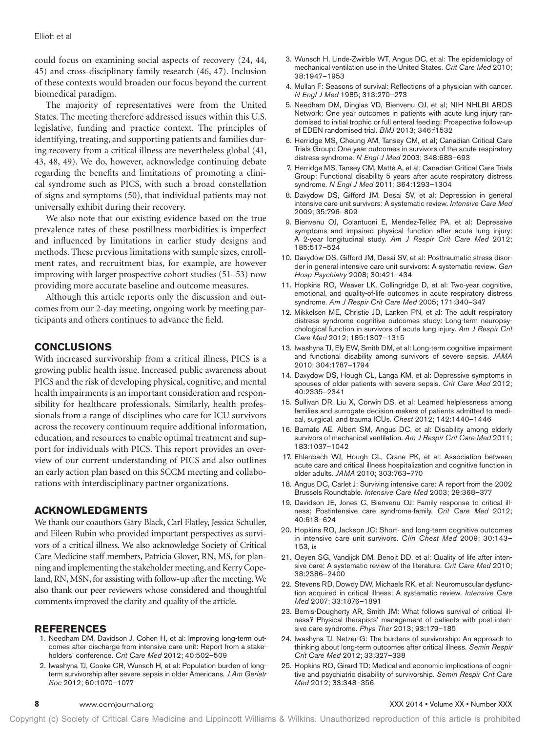could focus on examining social aspects of recovery (24, 44, 45) and cross-disciplinary family research (46, 47). Inclusion of these contexts would broaden our focus beyond the current biomedical paradigm.

The majority of representatives were from the United States. The meeting therefore addressed issues within this U.S. legislative, funding and practice context. The principles of identifying, treating, and supporting patients and families during recovery from a critical illness are nevertheless global (41, 43, 48, 49). We do, however, acknowledge continuing debate regarding the benefits and limitations of promoting a clinical syndrome such as PICS, with such a broad constellation of signs and symptoms (50), that individual patients may not universally exhibit during their recovery.

We also note that our existing evidence based on the true prevalence rates of these postillness morbidities is imperfect and influenced by limitations in earlier study designs and methods. These previous limitations with sample sizes, enrollment rates, and recruitment bias, for example, are however improving with larger prospective cohort studies (51–53) now providing more accurate baseline and outcome measures.

Although this article reports only the discussion and outcomes from our 2-day meeting, ongoing work by meeting participants and others continues to advance the field.

## CONCLUSIONS

With increased survivorship from a critical illness, PICS is a growing public health issue. Increased public awareness about PICS and the risk of developing physical, cognitive, and mental health impairments is an important consideration and responsibility for healthcare professionals. Similarly, health professionals from a range of disciplines who care for ICU survivors across the recovery continuum require additional information, education, and resources to enable optimal treatment and support for individuals with PICS. This report provides an overview of our current understanding of PICS and also outlines an early action plan based on this SCCM meeting and collaborations with interdisciplinary partner organizations.

## ACKNOWLEDGMENTS

We thank our coauthors Gary Black, Carl Flatley, Jessica Schuller, and Eileen Rubin who provided important perspectives as survivors of a critical illness. We also acknowledge Society of Critical Care Medicine staff members, Patricia Glover, RN, MS, for planning and implementing the stakeholder meeting, and Kerry Copeland, RN, MSN, for assisting with follow-up after the meeting. We also thank our peer reviewers whose considered and thoughtful comments improved the clarity and quality of the article.

## REFERENCES

1. Needham DM, Davidson J, Cohen H, et al: Improving long-term outcomes after discharge from intensive care unit: Report from a stakeholders' conference. *Crit Care Med* 2012; 40:502–509
2. Iwashyna TJ, Cooke CR, Wunsch H, et al: Population burden of long-term survivorship after severe sepsis in older Americans. *J Am Geriatr Soc* 2012; 60:1070–1077
3. Wunsch H, Linde-Zwirble WT, Angus DC, et al: The epidemiology of mechanical ventilation use in the United States. *Crit Care Med* 2010; 38:1947–1953
4. Mullan F: Seasons of survival: Reflections of a physician with cancer. *N Engl J Med* 1985; 313:270–273
5. Needham DM, Dinglas VD, Bienvenu OJ, et al; NIH NHLBI ARDS Network: One year outcomes in patients with acute lung injury randomised to initial trophic or full enteral feeding: Prospective follow-up of EDEN randomised trial. *BMJ* 2013; 346:f1532
6. Herridge MS, Cheung AM, Tansey CM, et al; Canadian Critical Care Trials Group: One-year outcomes in survivors of the acute respiratory distress syndrome. *N Engl J Med* 2003; 348:683–693
7. Herridge MS, Tansey CM, Matté A, et al; Canadian Critical Care Trials Group: Functional disability 5 years after acute respiratory distress syndrome. *N Engl J Med* 2011; 364:1293–1304
8. Davydow DS, Gifford JM, Desai SV, et al: Depression in general intensive care unit survivors: A systematic review. *Intensive Care Med* 2009; 35:796–809
9. Bienvenu OJ, Colantuoni E, Mendez-Tellez PA, et al: Depressive symptoms and impaired physical function after acute lung injury: A 2-year longitudinal study. *Am J Respir Crit Care Med* 2012; 185:517–524
10. Davydow DS, Gifford JM, Desai SV, et al: Posttraumatic stress disorder in general intensive care unit survivors: A systematic review. *Gen Hosp Psychiatry* 2008; 30:421–434
11. Hopkins RO, Weaver LK, Collingridge D, et al: Two-year cognitive, emotional, and quality-of-life outcomes in acute respiratory distress syndrome. *Am J Respir Crit Care Med* 2005; 171:340–347
12. Mikkelsen ME, Christie JD, Lanken PN, et al: The adult respiratory distress syndrome cognitive outcomes study: Long-term neuropsychological function in survivors of acute lung injury. *Am J Respir Crit Care Med* 2012; 185:1307–1315
13. Iwashyna TJ, Ely EW, Smith DM, et al: Long-term cognitive impairment and functional disability among survivors of severe sepsis. *JAMA* 2010; 304:1787–1794
14. Davydow DS, Hough CL, Langa KM, et al: Depressive symptoms in spouses of older patients with severe sepsis. *Crit Care Med* 2012; 40:2335–2341
15. Sullivan DR, Liu X, Corwin DS, et al: Learned helplessness among families and surrogate decision-makers of patients admitted to medical, surgical, and trauma ICUs. *Chest* 2012; 142:1440–1446
16. Barnato AE, Albert SM, Angus DC, et al: Disability among elderly survivors of mechanical ventilation. *Am J Respir Crit Care Med* 2011; 183:1037–1042
17. Ehlenbach WJ, Hough CL, Crane PK, et al: Association between acute care and critical illness hospitalization and cognitive function in older adults. *JAMA* 2010; 303:763–770
18. Angus DC, Carlet J: Surviving intensive care: A report from the 2002 Brussels Roundtable. *Intensive Care Med* 2003; 29:368–377
19. Davidson JE, Jones C, Bienvenu OJ: Family response to critical illness: Postintensive care syndrome-family. *Crit Care Med* 2012; 40:618–624
20. Hopkins RO, Jackson JC: Short- and long-term cognitive outcomes in intensive care unit survivors. *Clin Chest Med* 2009; 30:143–153, ix
21. Oeyen SG, Vandijck DM, Benoit DD, et al: Quality of life after intensive care: A systematic review of the literature. *Crit Care Med* 2010; 38:2386–2400
22. Stevens RD, Dowdy DW, Michaels RK, et al: Neuromuscular dysfunction acquired in critical illness: A systematic review. *Intensive Care Med* 2007; 33:1876–1891
23. Bemis-Dougherty AR, Smith JM: What follows survival of critical illness? Physical therapists' management of patients with post-intensive care syndrome. *Phys Ther* 2013; 93:179–185
24. Iwashyna TJ, Netzer G: The burdens of survivorship: An approach to thinking about long-term outcomes after critical illness. *Semin Respir Crit Care Med* 2012; 33:327–338
25. Hopkins RO, Girard TD: Medical and economic implications of cognitive and psychiatric disability of survivorship. *Semin Respir Crit Care Med* 2012; 33:348–356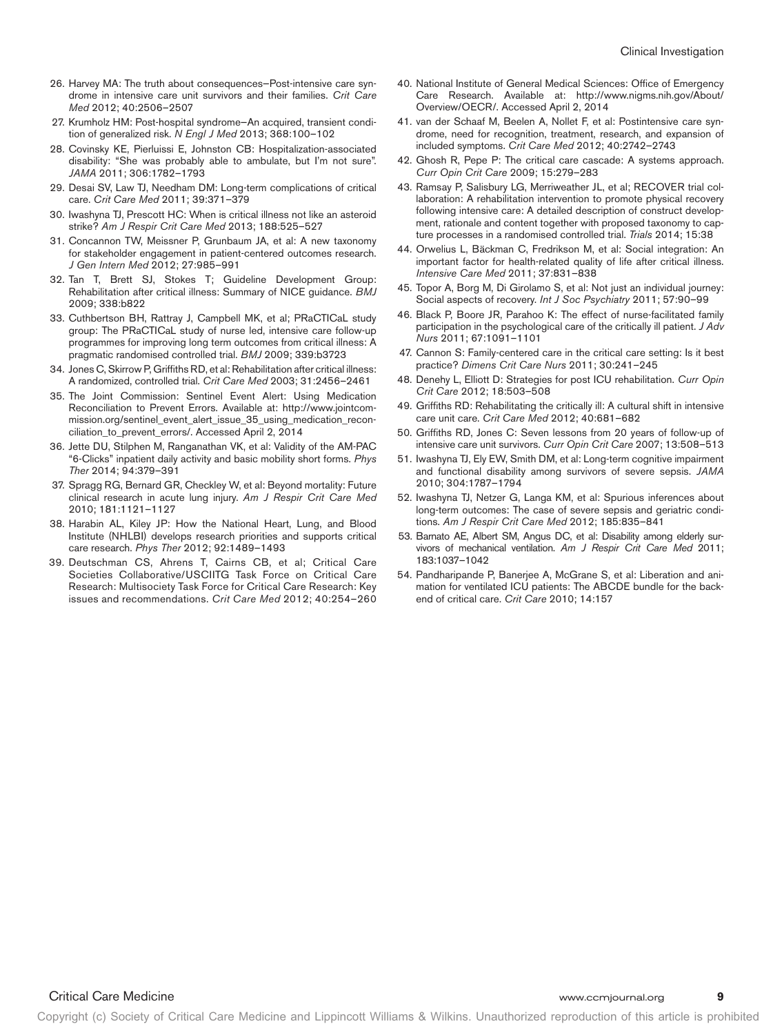26. Harvey MA: The truth about consequences–Post-intensive care syndrome in intensive care unit survivors and their families. *Crit Care Med* 2012; 40:2506–2507
27. Krumholz HM: Post-hospital syndrome–An acquired, transient condition of generalized risk. *N Engl J Med* 2013; 368:100–102
28. Covinsky KE, Pierluissi E, Johnston CB: Hospitalization-associated disability: "She was probably able to ambulate, but I'm not sure". *JAMA* 2011; 306:1782–1793
29. Desai SV, Law TJ, Needham DM: Long-term complications of critical care. *Crit Care Med* 2011; 39:371–379
30. Iwashyna TJ, Prescott HC: When is critical illness not like an asteroid strike? *Am J Respir Crit Care Med* 2013; 188:525–527
31. Concannon TW, Meissner P, Grunbaum JA, et al: A new taxonomy for stakeholder engagement in patient-centered outcomes research. *J Gen Intern Med* 2012; 27:985–991
32. Tan T, Brett SJ, Stokes T; Guideline Development Group: Rehabilitation after critical illness: Summary of NICE guidance. *BMJ* 2009; 338:b822
33. Cuthbertson BH, Rattray J, Campbell MK, et al; PRaCTICaL study group: The PRaCTICaL study of nurse led, intensive care follow-up programmes for improving long term outcomes from critical illness: A pragmatic randomised controlled trial. *BMJ* 2009; 339:b3723
34. Jones C, Skirrow P, Griffiths RD, et al: Rehabilitation after critical illness: A randomized, controlled trial. *Crit Care Med* 2003; 31:2456–2461
35. The Joint Commission: Sentinel Event Alert: Using Medication Reconciliation to Prevent Errors. Available at: http://www.jointcommission.org/sentinel_event_alert_issue_35_using_medication_reconciliation_to_prevent_errors/. Accessed April 2, 2014
36. Jette DU, Stilphen M, Ranganathan VK, et al: Validity of the AM-PAC "6-Clicks" inpatient daily activity and basic mobility short forms. *Phys Ther* 2014; 94:379–391
37. Spragg RG, Bernard GR, Checkley W, et al: Beyond mortality: Future clinical research in acute lung injury. *Am J Respir Crit Care Med* 2010; 181:1121–1127
38. Harabin AL, Kiley JP: How the National Heart, Lung, and Blood Institute (NHLBI) develops research priorities and supports critical care research. *Phys Ther* 2012; 92:1489–1493
39. Deutschman CS, Ahrens T, Cairns CB, et al; Critical Care Societies Collaborative/USCIITG Task Force on Critical Care Research: Multisociety Task Force for Critical Care Research: Key issues and recommendations. *Crit Care Med* 2012; 40:254–260
40. National Institute of General Medical Sciences: Office of Emergency Care Research. Available at: http://www.nigms.nih.gov/About/Overview/OECR/. Accessed April 2, 2014
41. van der Schaaf M, Beelen A, Nollet F, et al: Postintensive care syndrome, need for recognition, treatment, research, and expansion of included symptoms. *Crit Care Med* 2012; 40:2742–2743
42. Ghosh R, Pepe P: The critical care cascade: A systems approach. *Curr Opin Crit Care* 2009; 15:279–283
43. Ramsay P, Salisbury LG, Merriweather JL, et al; RECOVER trial collaboration: A rehabilitation intervention to promote physical recovery following intensive care: A detailed description of construct development, rationale and content together with proposed taxonomy to capture processes in a randomised controlled trial. *Trials* 2014; 15:38
44. Orwelius L, Bäckman C, Fredrikson M, et al: Social integration: An important factor for health-related quality of life after critical illness. *Intensive Care Med* 2011; 37:831–838
45. Topor A, Borg M, Di Girolamo S, et al: Not just an individual journey: Social aspects of recovery. *Int J Soc Psychiatry* 2011; 57:90–99
46. Black P, Boore JR, Parahoo K: The effect of nurse-facilitated family participation in the psychological care of the critically ill patient. *J Adv Nurs* 2011; 67:1091–1101
47. Cannon S: Family-centered care in the critical care setting: Is it best practice? *Dimens Crit Care Nurs* 2011; 30:241–245
48. Denehy L, Elliott D: Strategies for post ICU rehabilitation. *Curr Opin Crit Care* 2012; 18:503–508
49. Griffiths RD: Rehabilitating the critically ill: A cultural shift in intensive care unit care. *Crit Care Med* 2012; 40:681–682
50. Griffiths RD, Jones C: Seven lessons from 20 years of follow-up of intensive care unit survivors. *Curr Opin Crit Care* 2007; 13:508–513
51. Iwashyna TJ, Ely EW, Smith DM, et al: Long-term cognitive impairment and functional disability among survivors of severe sepsis. *JAMA* 2010; 304:1787–1794
52. Iwashyna TJ, Netzer G, Langa KM, et al: Spurious inferences about long-term outcomes: The case of severe sepsis and geriatric conditions. *Am J Respir Crit Care Med* 2012; 185:835–841
53. Barnato AE, Albert SM, Angus DC, et al: Disability among elderly survivors of mechanical ventilation. *Am J Respir Crit Care Med* 2011; 183:1037–1042
54. Pandharipande P, Banerjee A, McGrane S, et al: Liberation and animation for ventilated ICU patients: The ABCDE bundle for the back-end of critical care. *Crit Care* 2010; 14:157